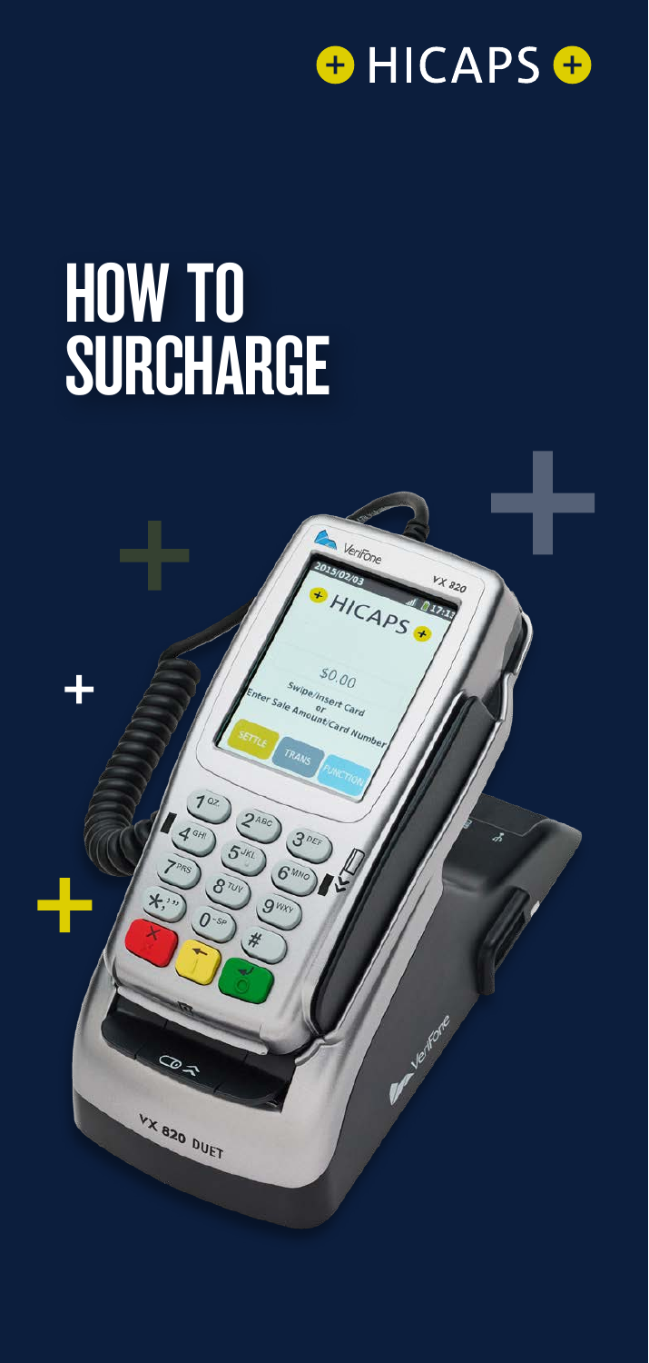HICAPS

# HOW TO SURCHARGE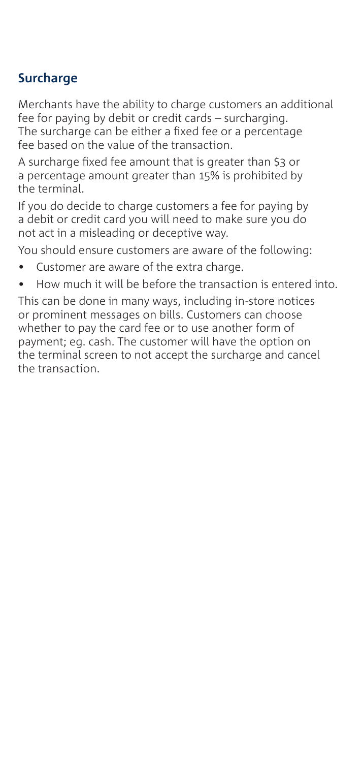## Surcharge

Merchants have the ability to charge customers an additional fee for paying by debit or credit cards – surcharging. The surcharge can be either a fixed fee or a percentage fee based on the value of the transaction.

A surcharge fixed fee amount that is greater than $3 or a percentage amount greater than 15% is prohibited by the terminal.

If you do decide to charge customers a fee for paying by a debit or credit card you will need to make sure you do not act in a misleading or deceptive way.

You should ensure customers are aware of the following:

- Customer are aware of the extra charge.
- How much it will be before the transaction is entered into.

This can be done in many ways, including in-store notices or prominent messages on bills. Customers can choose whether to pay the card fee or to use another form of payment; eg. cash. The customer will have the option on the terminal screen to not accept the surcharge and cancel the transaction.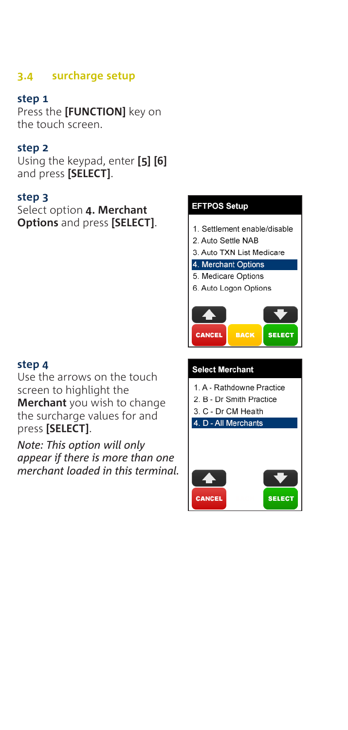## 3.4 surcharge setup

### step 1

Press the **[FUNCTION]** key on the touch screen.

### step 2

Using the keypad, enter **[5] [6]** and press **[SELECT]**.

### step 3

Select option **4. Merchant Options** and press **[SELECT]**.

**EFTPOS Setup**

1. Settlement enable/disable
2. Auto Settle NAB
3. Auto TXN List Medicare
4. Merchant Options
5. Medicare Options
6. Auto Logon Options

CANCEL BACK SELECT

### step 4

Use the arrows on the touch screen to highlight the **Merchant** you wish to change the surcharge values for and press **[SELECT]**.

*Note: This option will only appear if there is more than one merchant loaded in this terminal.*

**Select Merchant**

1. A - Rathdowne Practice
2. B - Dr Smith Practice
3. C - Dr CM Health
4. D - All Merchants

CANCEL SELECT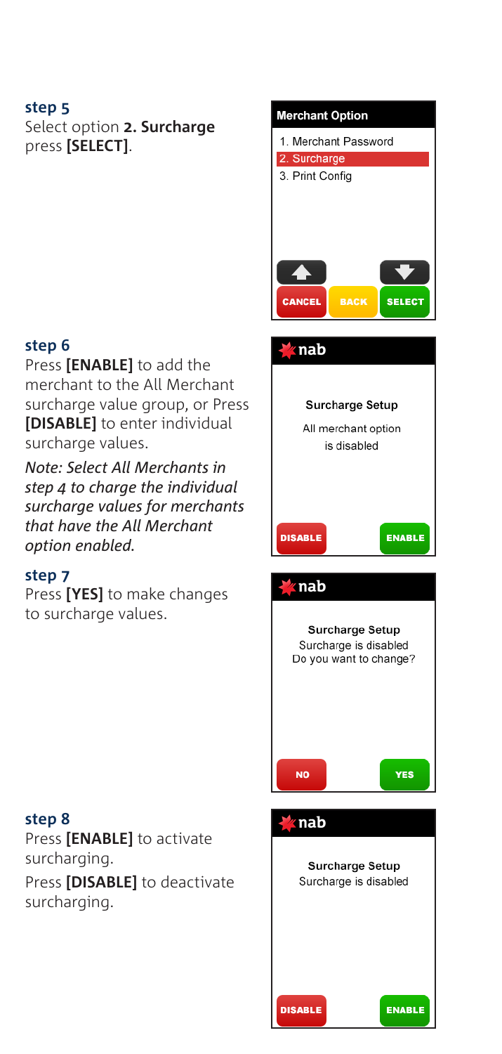### step 5

Select option **2. Surcharge** press **[SELECT]**.

**Merchant Option**

1. Merchant Password
2. Surcharge
3. Print Config

CANCEL BACK SELECT

### step 6

Press **[ENABLE]** to add the merchant to the All Merchant surcharge value group, or Press **[DISABLE]** to enter individual surcharge values.

*Note: Select All Merchants in step 4 to charge the individual surcharge values for merchants that have the All Merchant option enabled.*

nab

**Surcharge Setup**

All merchant option is disabled

DISABLE ENABLE

### step 7

Press **[YES]** to make changes to surcharge values.

nab

**Surcharge Setup**

Surcharge is disabled
Do you want to change?

NO YES

### step 8

Press **[ENABLE]** to activate surcharging.

Press **[DISABLE]** to deactivate surcharging.

nab

**Surcharge Setup**

Surcharge is disabled

DISABLE ENABLE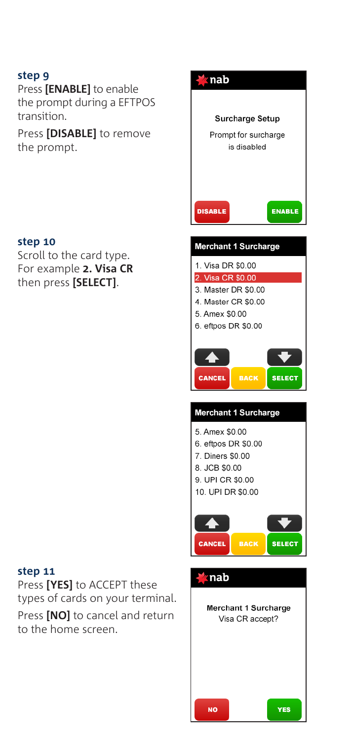### step 9

Press **[ENABLE]** to enable the prompt during a EFTPOS transition.

Press **[DISABLE]** to remove the prompt.

nab

Surcharge Setup

Prompt for surcharge is disabled

DISABLE ENABLE

### step 10

Scroll to the card type. For example **2. Visa CR** then press **[SELECT]**.

Merchant 1 Surcharge

1. Visa DR $0.00
2. Visa CR $0.00
3. Master DR $0.00
4. Master CR $0.00
5. Amex $0.00
6. eftpos DR $0.00

CANCEL BACK SELECT

Merchant 1 Surcharge

5. Amex $0.00
6. eftpos DR $0.00
7. Diners $0.00
8. JCB $0.00
9. UPI CR $0.00
10. UPI DR $0.00

CANCEL BACK SELECT

### step 11

Press **[YES]** to ACCEPT these types of cards on your terminal.

Press **[NO]** to cancel and return to the home screen.

nab

Merchant 1 Surcharge
Visa CR accept?

NO YES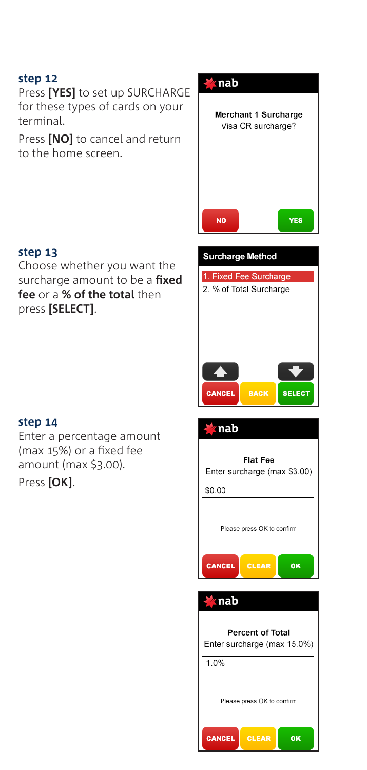### step 12

Press **[YES]** to set up SURCHARGE for these types of cards on your terminal.

Press **[NO]** to cancel and return to the home screen.

**nab**

**Merchant 1 Surcharge**
Visa CR surcharge?

NO | YES

### step 13

Choose whether you want the surcharge amount to be a **fixed fee** or a **% of the total** then press **[SELECT]**.

**Surcharge Method**

1. Fixed Fee Surcharge
2. % of Total Surcharge

CANCEL | BACK | SELECT

### step 14

Enter a percentage amount (max 15%) or a fixed fee amount (max $3.00).

Press **[OK]**.

**nab**

**Flat Fee**
Enter surcharge (max $3.00)

$0.00

Please press OK to confirm

CANCEL | CLEAR | OK

**nab**

**Percent of Total**
Enter surcharge (max 15.0%)

1.0%

Please press OK to confirm

CANCEL | CLEAR | OK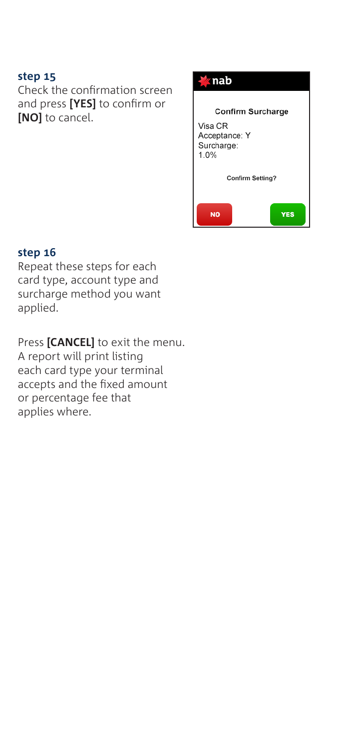### step 15

Check the confirmation screen and press **[YES]** to confirm or **[NO]** to cancel.

nab

Confirm Surcharge

Visa CR
Acceptance: Y
Surcharge:
1.0%

Confirm Setting?

NO YES

### step 16

Repeat these steps for each card type, account type and surcharge method you want applied.

Press **[CANCEL]** to exit the menu. A report will print listing each card type your terminal accepts and the fixed amount or percentage fee that applies where.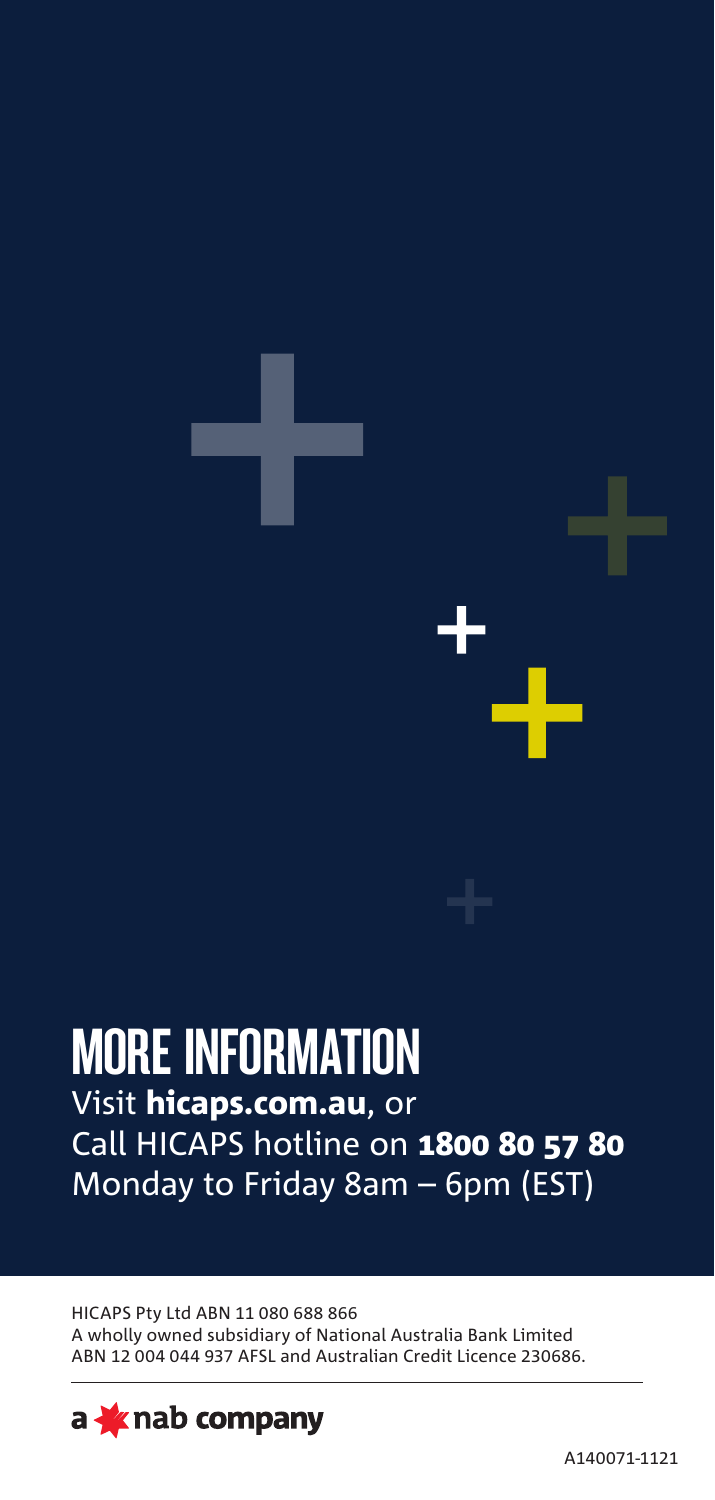# MORE INFORMATION

Visit **hicaps.com.au**, or
Call HICAPS hotline on **1800 80 57 80**
Monday to Friday 8am – 6pm (EST)

HICAPS Pty Ltd ABN 11 080 688 866
A wholly owned subsidiary of National Australia Bank Limited
ABN 12 004 044 937 AFSL and Australian Credit Licence 230686.

a nab company

A140071-1121